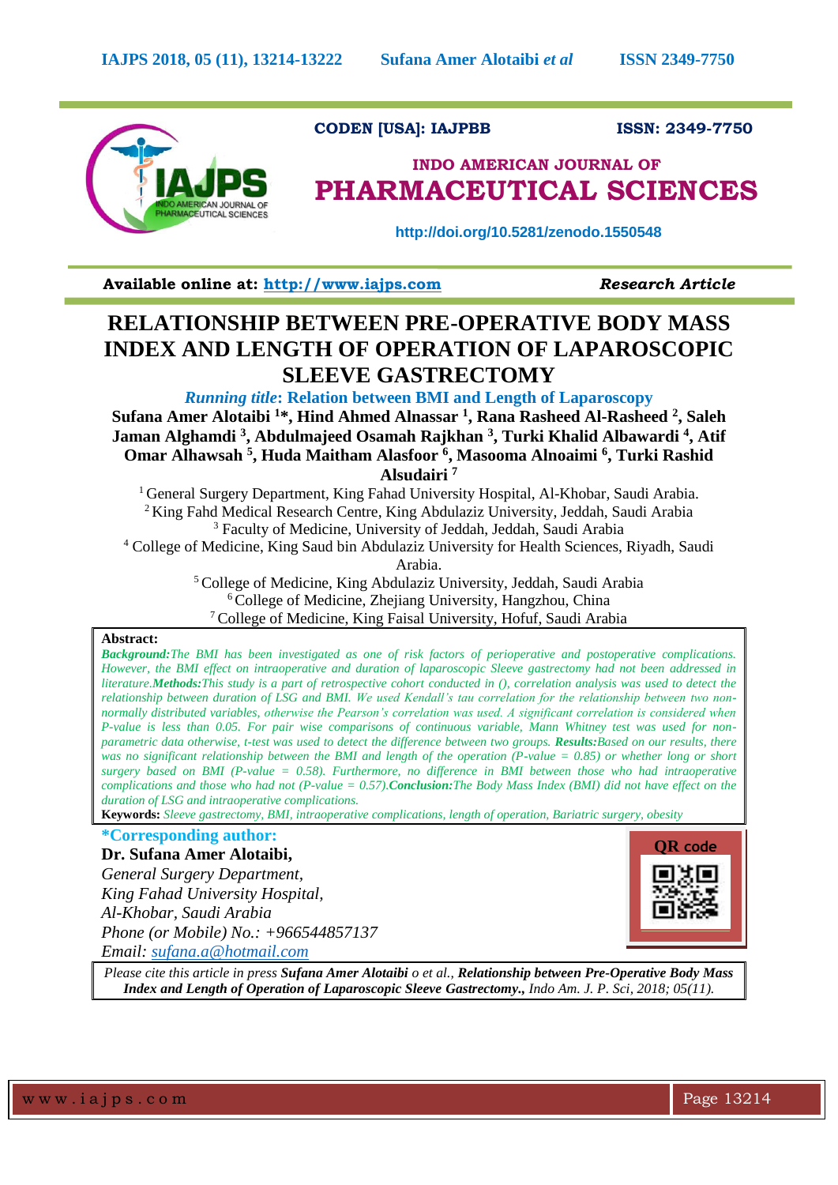CODEN [USA]: IAJPBB ISSN: 2349-7750

**INDO AMERICAN JOURNAL OF**
**PHARMACEUTICAL SCIENCES**

http://doi.org/10.5281/zenodo.1550548

**Available online at: http://www.iajps.com** ***Research Article***

# RELATIONSHIP BETWEEN PRE-OPERATIVE BODY MASS INDEX AND LENGTH OF OPERATION OF LAPAROSCOPIC SLEEVE GASTRECTOMY

***Running title*: Relation between BMI and Length of Laparoscopy**

**Sufana Amer Alotaibi [1]\*, Hind Ahmed Alnassar [1], Rana Rasheed Al-Rasheed [2], Saleh Jaman Alghamdi [3], Abdulmajeed Osamah Rajkhan [3], Turki Khalid Albawardi [4], Atif Omar Alhawsah [5], Huda Maitham Alasfoor [6], Masooma Alnoaimi [6], Turki Rashid Alsudairi [7]**

[1] General Surgery Department, King Fahad University Hospital, Al-Khobar, Saudi Arabia.
[2] King Fahd Medical Research Centre, King Abdulaziz University, Jeddah, Saudi Arabia
[3] Faculty of Medicine, University of Jeddah, Jeddah, Saudi Arabia
[4] College of Medicine, King Saud bin Abdulaziz University for Health Sciences, Riyadh, Saudi Arabia.
[5] College of Medicine, King Abdulaziz University, Jeddah, Saudi Arabia
[6] College of Medicine, Zhejiang University, Hangzhou, China
[7] College of Medicine, King Faisal University, Hofuf, Saudi Arabia

**Abstract:**

***Background:****The BMI has been investigated as one of risk factors of perioperative and postoperative complications. However, the BMI effect on intraoperative and duration of laparoscopic Sleeve gastrectomy had not been addressed in literature.* ***Methods:****This study is a part of retrospective cohort conducted in (), correlation analysis was used to detect the relationship between duration of LSG and BMI. We used Kendall's tau correlation for the relationship between two non-normally distributed variables, otherwise the Pearson's correlation was used. A significant correlation is considered when P-value is less than 0.05. For pair wise comparisons of continuous variable, Mann Whitney test was used for non-parametric data otherwise, t-test was used to detect the difference between two groups.* ***Results:****Based on our results, there was no significant relationship between the BMI and length of the operation (P-value = 0.85) or whether long or short surgery based on BMI (P-value = 0.58). Furthermore, no difference in BMI between those who had intraoperative complications and those who had not (P-value = 0.57).* ***Conclusion:****The Body Mass Index (BMI) did not have effect on the duration of LSG and intraoperative complications.*

**Keywords:** *Sleeve gastrectomy, BMI, intraoperative complications, length of operation, Bariatric surgery, obesity*

**\*Corresponding author:**

**Dr. Sufana Amer Alotaibi,**
*General Surgery Department,*
*King Fahad University Hospital,*
*Al-Khobar, Saudi Arabia*
*Phone (or Mobile) No.: +966544857137*
*Email: sufana.a@hotmail.com*

QR code

*Please cite this article in press* ***Sufana Amer Alotaibi*** *o et al.,* ***Relationship between Pre-Operative Body Mass Index and Length of Operation of Laparoscopic Sleeve Gastrectomy.,*** *Indo Am. J. P. Sci, 2018; 05(11).*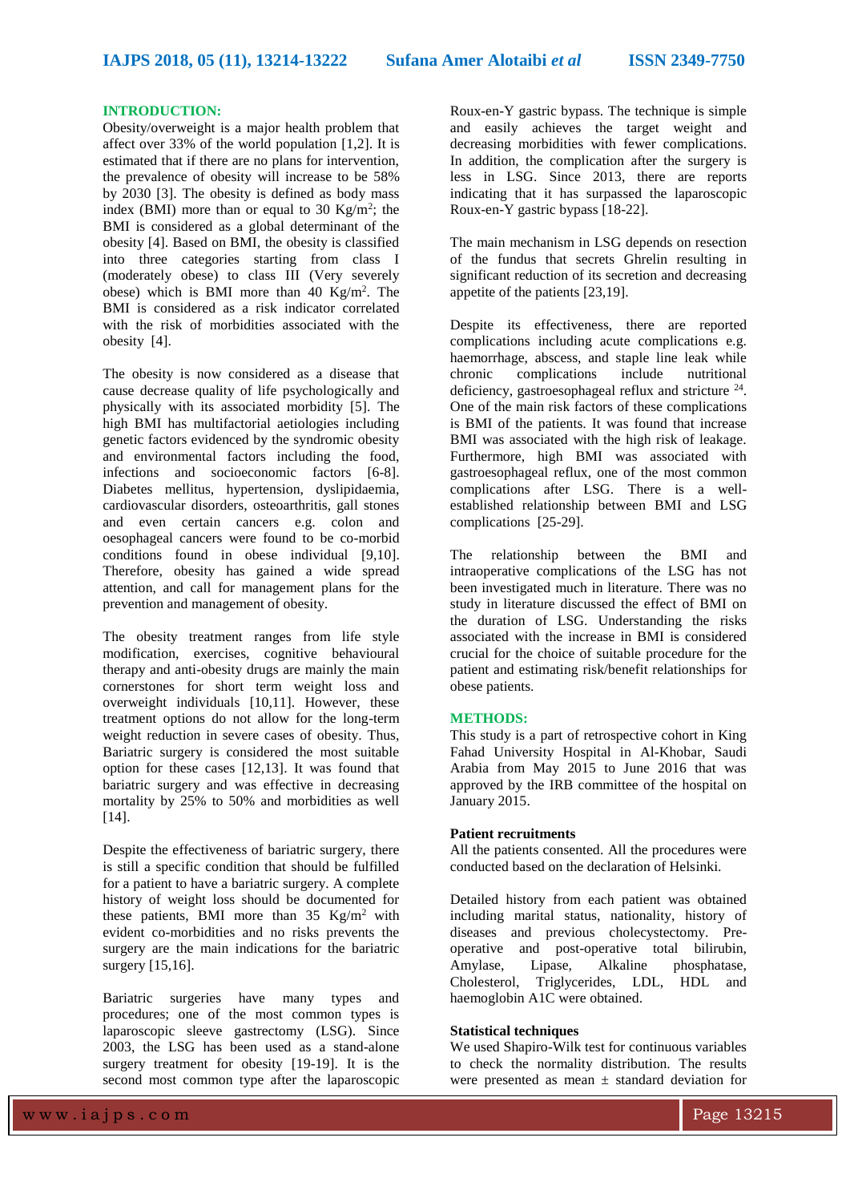## INTRODUCTION:

Obesity/overweight is a major health problem that affect over 33% of the world population [1,2]. It is estimated that if there are no plans for intervention, the prevalence of obesity will increase to be 58% by 2030 [3]. The obesity is defined as body mass index (BMI) more than or equal to 30 $Kg/m^2$; the BMI is considered as a global determinant of the obesity [4]. Based on BMI, the obesity is classified into three categories starting from class I (moderately obese) to class III (Very severely obese) which is BMI more than 40 $Kg/m^2$. The BMI is considered as a risk indicator correlated with the risk of morbidities associated with the obesity [4].

The obesity is now considered as a disease that cause decrease quality of life psychologically and physically with its associated morbidity [5]. The high BMI has multifactorial aetiologies including genetic factors evidenced by the syndromic obesity and environmental factors including the food, infections and socioeconomic factors [6-8]. Diabetes mellitus, hypertension, dyslipidaemia, cardiovascular disorders, osteoarthritis, gall stones and even certain cancers e.g. colon and oesophageal cancers were found to be co-morbid conditions found in obese individual [9,10]. Therefore, obesity has gained a wide spread attention, and call for management plans for the prevention and management of obesity.

The obesity treatment ranges from life style modification, exercises, cognitive behavioural therapy and anti-obesity drugs are mainly the main cornerstones for short term weight loss and overweight individuals [10,11]. However, these treatment options do not allow for the long-term weight reduction in severe cases of obesity. Thus, Bariatric surgery is considered the most suitable option for these cases [12,13]. It was found that bariatric surgery and was effective in decreasing mortality by 25% to 50% and morbidities as well [14].

Despite the effectiveness of bariatric surgery, there is still a specific condition that should be fulfilled for a patient to have a bariatric surgery. A complete history of weight loss should be documented for these patients, BMI more than 35 $Kg/m^2$ with evident co-morbidities and no risks prevents the surgery are the main indications for the bariatric surgery [15,16].

Bariatric surgeries have many types and procedures; one of the most common types is laparoscopic sleeve gastrectomy (LSG). Since 2003, the LSG has been used as a stand-alone surgery treatment for obesity [19-19]. It is the second most common type after the laparoscopic Roux-en-Y gastric bypass. The technique is simple and easily achieves the target weight and decreasing morbidities with fewer complications. In addition, the complication after the surgery is less in LSG. Since 2013, there are reports indicating that it has surpassed the laparoscopic Roux-en-Y gastric bypass [18-22].

The main mechanism in LSG depends on resection of the fundus that secrets Ghrelin resulting in significant reduction of its secretion and decreasing appetite of the patients [23,19].

Despite its effectiveness, there are reported complications including acute complications e.g. haemorrhage, abscess, and staple line leak while chronic complications include nutritional deficiency, gastroesophageal reflux and stricture [24]. One of the main risk factors of these complications is BMI of the patients. It was found that increase BMI was associated with the high risk of leakage. Furthermore, high BMI was associated with gastroesophageal reflux, one of the most common complications after LSG. There is a well-established relationship between BMI and LSG complications [25-29].

The relationship between the BMI and intraoperative complications of the LSG has not been investigated much in literature. There was no study in literature discussed the effect of BMI on the duration of LSG. Understanding the risks associated with the increase in BMI is considered crucial for the choice of suitable procedure for the patient and estimating risk/benefit relationships for obese patients.

## METHODS:

This study is a part of retrospective cohort in King Fahad University Hospital in Al-Khobar, Saudi Arabia from May 2015 to June 2016 that was approved by the IRB committee of the hospital on January 2015.

### Patient recruitments

All the patients consented. All the procedures were conducted based on the declaration of Helsinki.

Detailed history from each patient was obtained including marital status, nationality, history of diseases and previous cholecystectomy. Pre-operative and post-operative total bilirubin, Amylase, Lipase, Alkaline phosphatase, Cholesterol, Triglycerides, LDL, HDL and haemoglobin A1C were obtained.

### Statistical techniques

We used Shapiro-Wilk test for continuous variables to check the normality distribution. The results were presented as mean ± standard deviation for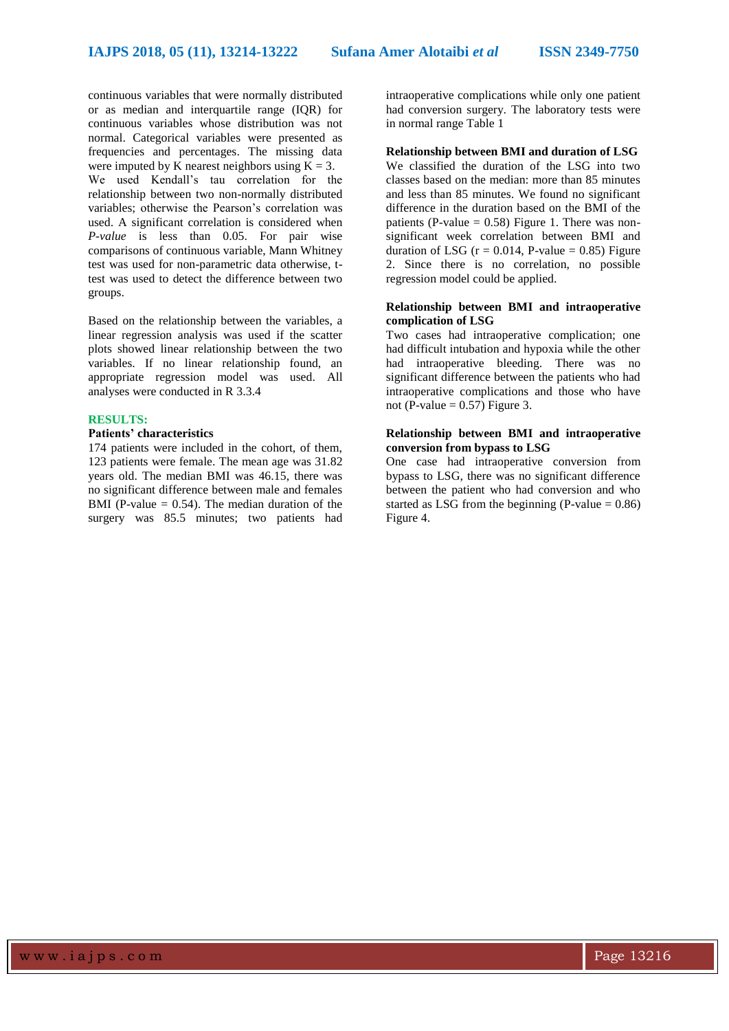continuous variables that were normally distributed or as median and interquartile range (IQR) for continuous variables whose distribution was not normal. Categorical variables were presented as frequencies and percentages. The missing data were imputed by K nearest neighbors using $K = 3$.
We used Kendall's tau correlation for the relationship between two non-normally distributed variables; otherwise the Pearson's correlation was used. A significant correlation is considered when *P-value* is less than 0.05. For pair wise comparisons of continuous variable, Mann Whitney test was used for non-parametric data otherwise, t-test was used to detect the difference between two groups.

Based on the relationship between the variables, a linear regression analysis was used if the scatter plots showed linear relationship between the two variables. If no linear relationship found, an appropriate regression model was used. All analyses were conducted in R 3.3.4

## RESULTS:

### Patients' characteristics

174 patients were included in the cohort, of them, 123 patients were female. The mean age was 31.82 years old. The median BMI was 46.15, there was no significant difference between male and females BMI (P-value = 0.54). The median duration of the surgery was 85.5 minutes; two patients had intraoperative complications while only one patient had conversion surgery. The laboratory tests were in normal range Table 1

### Relationship between BMI and duration of LSG

We classified the duration of the LSG into two classes based on the median: more than 85 minutes and less than 85 minutes. We found no significant difference in the duration based on the BMI of the patients (P-value = 0.58) Figure 1. There was non-significant week correlation between BMI and duration of LSG (r = 0.014, P-value = 0.85) Figure 2. Since there is no correlation, no possible regression model could be applied.

### Relationship between BMI and intraoperative complication of LSG

Two cases had intraoperative complication; one had difficult intubation and hypoxia while the other had intraoperative bleeding. There was no significant difference between the patients who had intraoperative complications and those who have not (P-value = 0.57) Figure 3.

### Relationship between BMI and intraoperative conversion from bypass to LSG

One case had intraoperative conversion from bypass to LSG, there was no significant difference between the patient who had conversion and who started as LSG from the beginning (P-value = 0.86) Figure 4.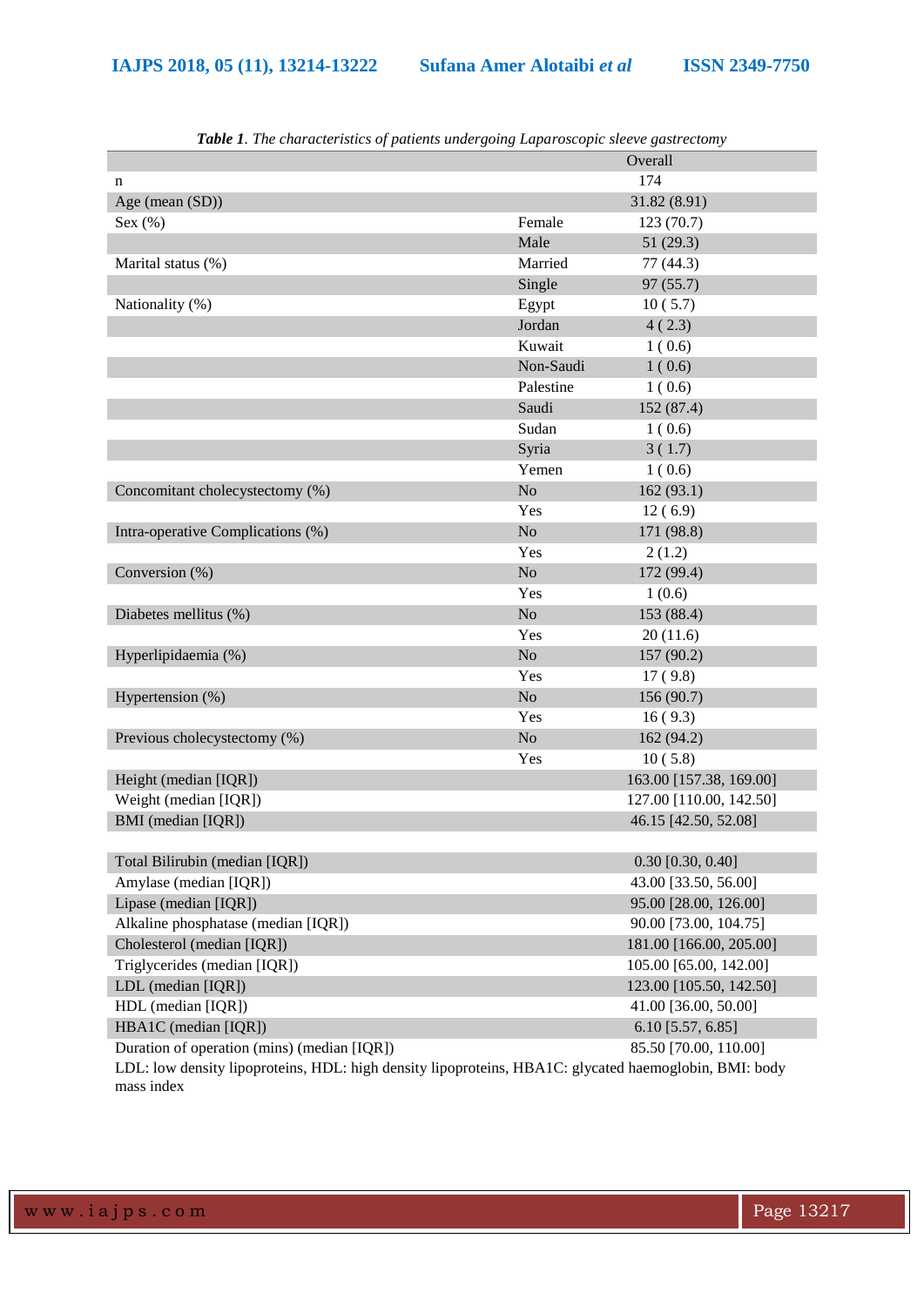***Table 1**. The characteristics of patients undergoing Laparoscopic sleeve gastrectomy*

| | | Overall |
|---|---|---|
| n | | 174 |
| Age (mean (SD)) | | 31.82 (8.91) |
| Sex (%) | Female | 123 (70.7) |
| | Male | 51 (29.3) |
| Marital status (%) | Married | 77 (44.3) |
| | Single | 97 (55.7) |
| Nationality (%) | Egypt | 10 ( 5.7) |
| | Jordan | 4 ( 2.3) |
| | Kuwait | 1 ( 0.6) |
| | Non-Saudi | 1 ( 0.6) |
| | Palestine | 1 ( 0.6) |
| | Saudi | 152 (87.4) |
| | Sudan | 1 ( 0.6) |
| | Syria | 3 ( 1.7) |
| | Yemen | 1 ( 0.6) |
| Concomitant cholecystectomy (%) | No | 162 (93.1) |
| | Yes | 12 ( 6.9) |
| Intra-operative Complications (%) | No | 171 (98.8) |
| | Yes | 2 (1.2) |
| Conversion (%) | No | 172 (99.4) |
| | Yes | 1 (0.6) |
| Diabetes mellitus (%) | No | 153 (88.4) |
| | Yes | 20 (11.6) |
| Hyperlipidaemia (%) | No | 157 (90.2) |
| | Yes | 17 ( 9.8) |
| Hypertension (%) | No | 156 (90.7) |
| | Yes | 16 ( 9.3) |
| Previous cholecystectomy (%) | No | 162 (94.2) |
| | Yes | 10 ( 5.8) |
| Height (median [IQR]) | | 163.00 [157.38, 169.00] |
| Weight (median [IQR]) | | 127.00 [110.00, 142.50] |
| BMI (median [IQR]) | | 46.15 [42.50, 52.08] |
| | | |
| Total Bilirubin (median [IQR]) | | 0.30 [0.30, 0.40] |
| Amylase (median [IQR]) | | 43.00 [33.50, 56.00] |
| Lipase (median [IQR]) | | 95.00 [28.00, 126.00] |
| Alkaline phosphatase (median [IQR]) | | 90.00 [73.00, 104.75] |
| Cholesterol (median [IQR]) | | 181.00 [166.00, 205.00] |
| Triglycerides (median [IQR]) | | 105.00 [65.00, 142.00] |
| LDL (median [IQR]) | | 123.00 [105.50, 142.50] |
| HDL (median [IQR]) | | 41.00 [36.00, 50.00] |
| HBA1C (median [IQR]) | | 6.10 [5.57, 6.85] |
| Duration of operation (mins) (median [IQR]) | | 85.50 [70.00, 110.00] |

LDL: low density lipoproteins, HDL: high density lipoproteins, HBA1C: glycated haemoglobin, BMI: body mass index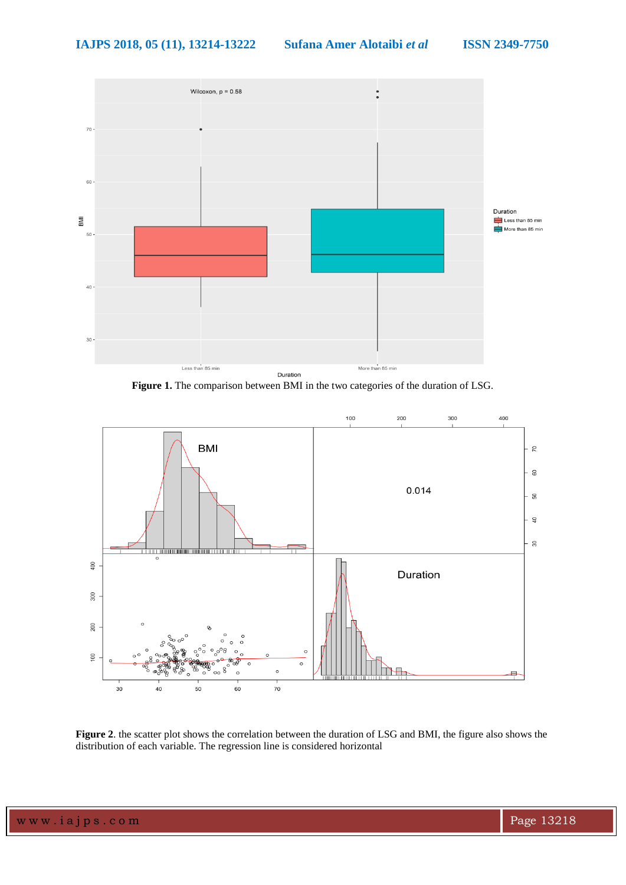**Figure 1.** The comparison between BMI in the two categories of the duration of LSG.

**Figure 2**. the scatter plot shows the correlation between the duration of LSG and BMI, the figure also shows the distribution of each variable. The regression line is considered horizontal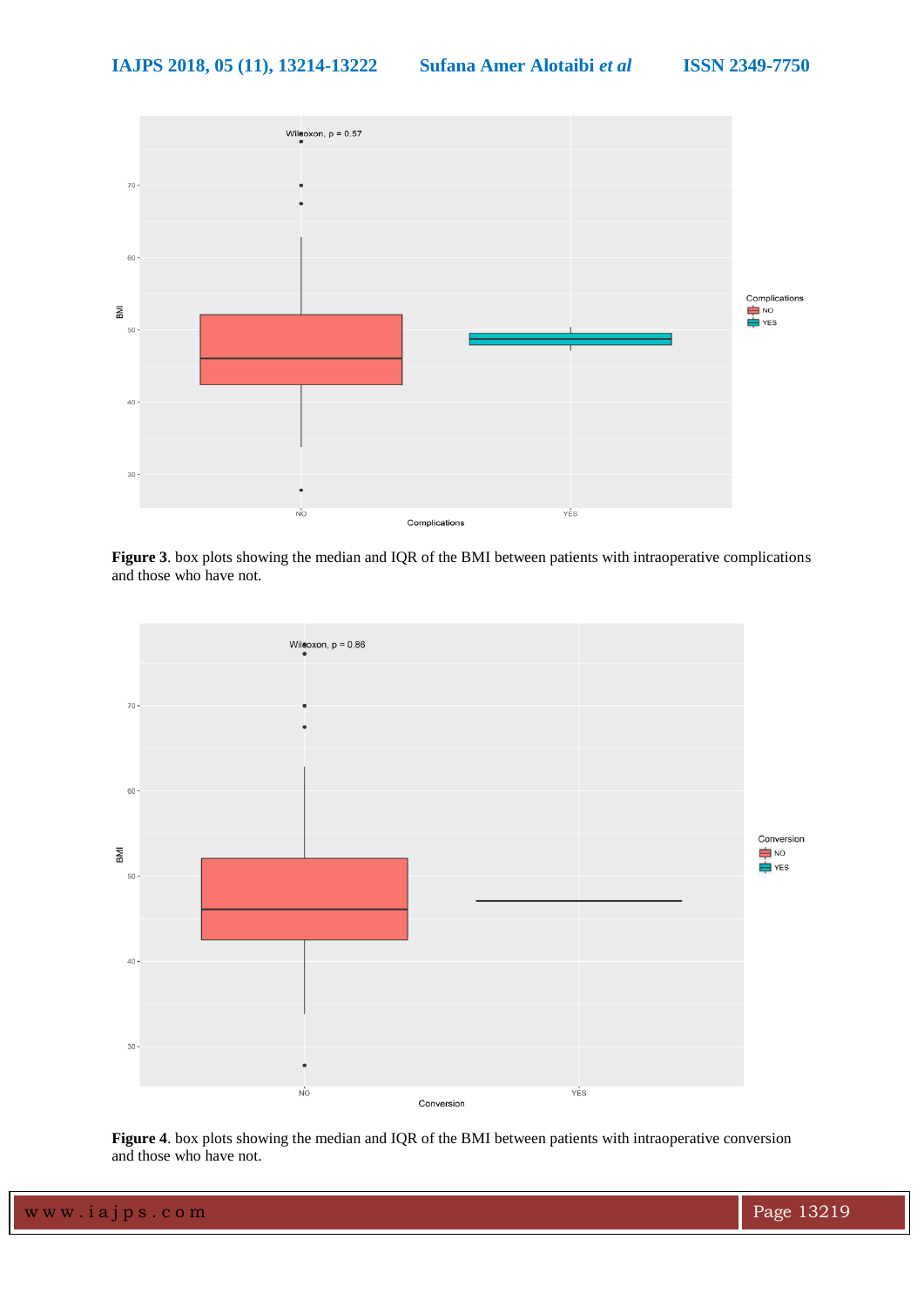**Figure 3**. box plots showing the median and IQR of the BMI between patients with intraoperative complications and those who have not.

**Figure 4**. box plots showing the median and IQR of the BMI between patients with intraoperative conversion and those who have not.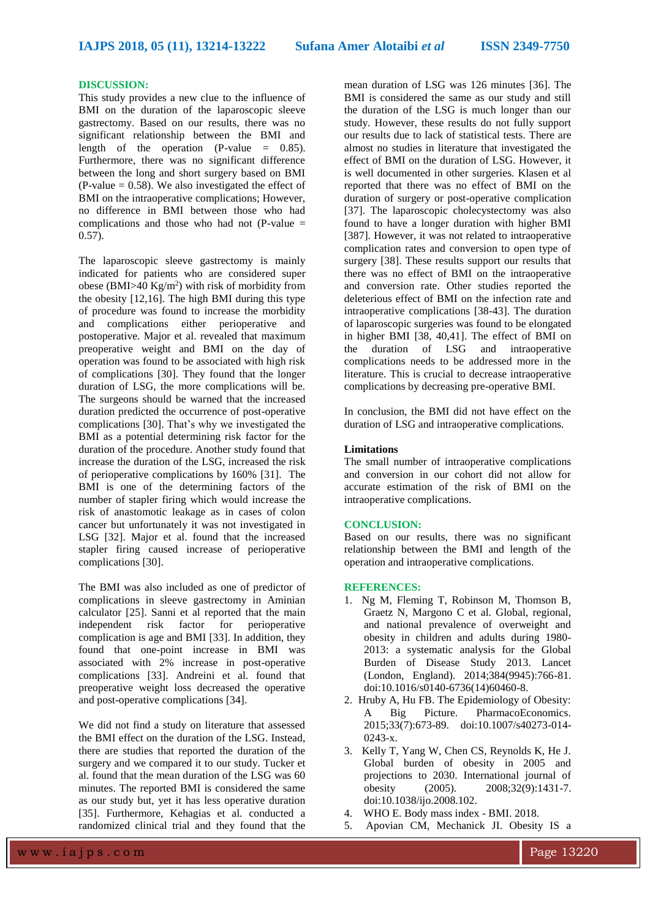## DISCUSSION:

This study provides a new clue to the influence of BMI on the duration of the laparoscopic sleeve gastrectomy. Based on our results, there was no significant relationship between the BMI and length of the operation (P-value = 0.85). Furthermore, there was no significant difference between the long and short surgery based on BMI (P-value = 0.58). We also investigated the effect of BMI on the intraoperative complications; However, no difference in BMI between those who had complications and those who had not (P-value = 0.57).

The laparoscopic sleeve gastrectomy is mainly indicated for patients who are considered super obese (BMI>40 Kg/m$^2$) with risk of morbidity from the obesity [12,16]. The high BMI during this type of procedure was found to increase the morbidity and complications either perioperative and postoperative. Major et al. revealed that maximum preoperative weight and BMI on the day of operation was found to be associated with high risk of complications [30]. They found that the longer duration of LSG, the more complications will be. The surgeons should be warned that the increased duration predicted the occurrence of post-operative complications [30]. That's why we investigated the BMI as a potential determining risk factor for the duration of the procedure. Another study found that increase the duration of the LSG, increased the risk of perioperative complications by 160% [31]. The BMI is one of the determining factors of the number of stapler firing which would increase the risk of anastomotic leakage as in cases of colon cancer but unfortunately it was not investigated in LSG [32]. Major et al. found that the increased stapler firing caused increase of perioperative complications [30].

The BMI was also included as one of predictor of complications in sleeve gastrectomy in Aminian calculator [25]. Sanni et al reported that the main independent risk factor for perioperative complication is age and BMI [33]. In addition, they found that one-point increase in BMI was associated with 2% increase in post-operative complications [33]. Andreini et al. found that preoperative weight loss decreased the operative and post-operative complications [34].

We did not find a study on literature that assessed the BMI effect on the duration of the LSG. Instead, there are studies that reported the duration of the surgery and we compared it to our study. Tucker et al. found that the mean duration of the LSG was 60 minutes. The reported BMI is considered the same as our study but, yet it has less operative duration [35]. Furthermore, Kehagias et al. conducted a randomized clinical trial and they found that the mean duration of LSG was 126 minutes [36]. The BMI is considered the same as our study and still the duration of the LSG is much longer than our study. However, these results do not fully support our results due to lack of statistical tests. There are almost no studies in literature that investigated the effect of BMI on the duration of LSG. However, it is well documented in other surgeries. Klasen et al reported that there was no effect of BMI on the duration of surgery or post-operative complication [37]. The laparoscopic cholecystectomy was also found to have a longer duration with higher BMI [387]. However, it was not related to intraoperative complication rates and conversion to open type of surgery [38]. These results support our results that there was no effect of BMI on the intraoperative and conversion rate. Other studies reported the deleterious effect of BMI on the infection rate and intraoperative complications [38-43]. The duration of laparoscopic surgeries was found to be elongated in higher BMI [38, 40,41]. The effect of BMI on the duration of LSG and intraoperative complications needs to be addressed more in the literature. This is crucial to decrease intraoperative complications by decreasing pre-operative BMI.

In conclusion, the BMI did not have effect on the duration of LSG and intraoperative complications.

### Limitations

The small number of intraoperative complications and conversion in our cohort did not allow for accurate estimation of the risk of BMI on the intraoperative complications.

## CONCLUSION:

Based on our results, there was no significant relationship between the BMI and length of the operation and intraoperative complications.

## REFERENCES:

1. Ng M, Fleming T, Robinson M, Thomson B, Graetz N, Margono C et al. Global, regional, and national prevalence of overweight and obesity in children and adults during 1980-2013: a systematic analysis for the Global Burden of Disease Study 2013. Lancet (London, England). 2014;384(9945):766-81. doi:10.1016/s0140-6736(14)60460-8.
2. Hruby A, Hu FB. The Epidemiology of Obesity: A Big Picture. PharmacoEconomics. 2015;33(7):673-89. doi:10.1007/s40273-014-0243-x.
3. Kelly T, Yang W, Chen CS, Reynolds K, He J. Global burden of obesity in 2005 and projections to 2030. International journal of obesity (2005). 2008;32(9):1431-7. doi:10.1038/ijo.2008.102.
4. WHO E. Body mass index - BMI. 2018.
5. Apovian CM, Mechanick JI. Obesity IS a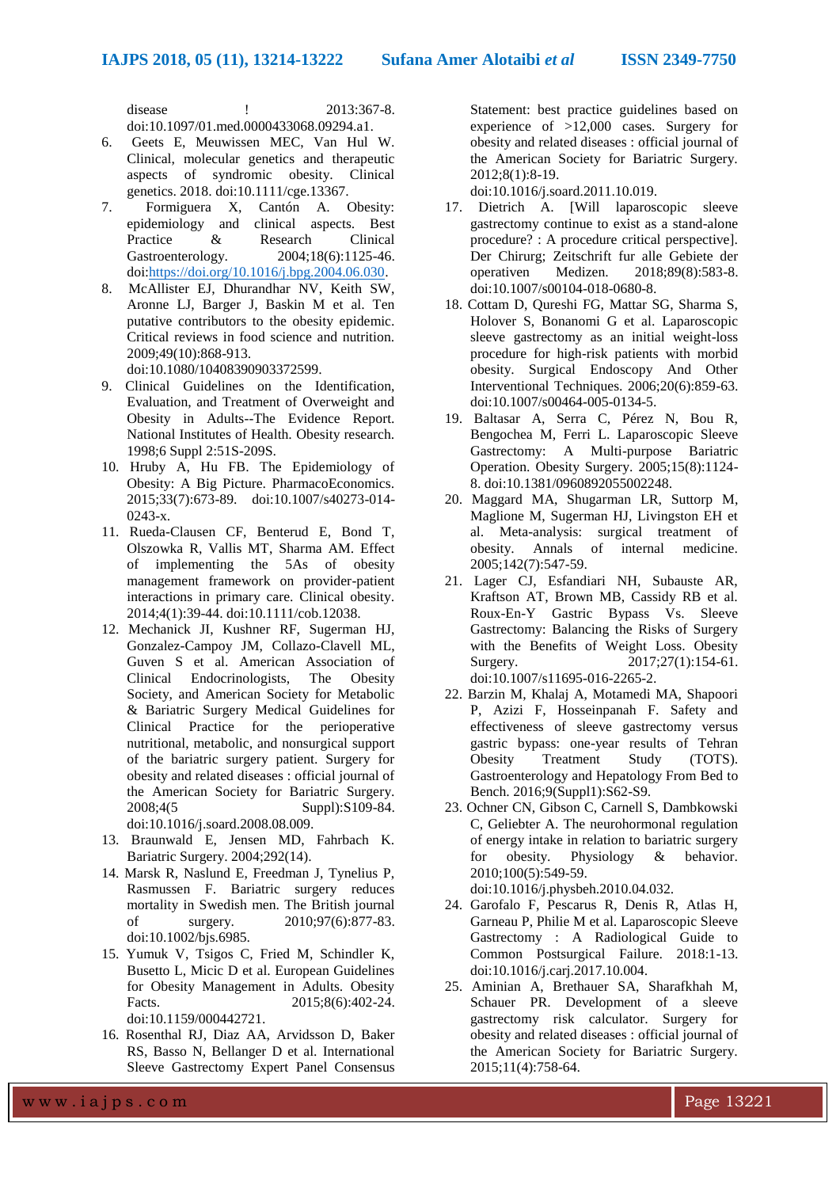disease ! 2013:367-8. doi:10.1097/01.med.0000433068.09294.a1.

6. Geets E, Meuwissen MEC, Van Hul W. Clinical, molecular genetics and therapeutic aspects of syndromic obesity. Clinical genetics. 2018. doi:10.1111/cge.13367.
7. Formiguera X, Cantón A. Obesity: epidemiology and clinical aspects. Best Practice & Research Clinical Gastroenterology. 2004;18(6):1125-46. doi:https://doi.org/10.1016/j.bpg.2004.06.030.
8. McAllister EJ, Dhurandhar NV, Keith SW, Aronne LJ, Barger J, Baskin M et al. Ten putative contributors to the obesity epidemic. Critical reviews in food science and nutrition. 2009;49(10):868-913. doi:10.1080/10408390903372599.
9. Clinical Guidelines on the Identification, Evaluation, and Treatment of Overweight and Obesity in Adults--The Evidence Report. National Institutes of Health. Obesity research. 1998;6 Suppl 2:51S-209S.
10. Hruby A, Hu FB. The Epidemiology of Obesity: A Big Picture. PharmacoEconomics. 2015;33(7):673-89. doi:10.1007/s40273-014-0243-x.
11. Rueda-Clausen CF, Benterud E, Bond T, Olszowka R, Vallis MT, Sharma AM. Effect of implementing the 5As of obesity management framework on provider-patient interactions in primary care. Clinical obesity. 2014;4(1):39-44. doi:10.1111/cob.12038.
12. Mechanick JI, Kushner RF, Sugerman HJ, Gonzalez-Campoy JM, Collazo-Clavell ML, Guven S et al. American Association of Clinical Endocrinologists, The Obesity Society, and American Society for Metabolic & Bariatric Surgery Medical Guidelines for Clinical Practice for the perioperative nutritional, metabolic, and nonsurgical support of the bariatric surgery patient. Surgery for obesity and related diseases : official journal of the American Society for Bariatric Surgery. 2008;4(5 Suppl):S109-84. doi:10.1016/j.soard.2008.08.009.
13. Braunwald E, Jensen MD, Fahrbach K. Bariatric Surgery. 2004;292(14).
14. Marsk R, Naslund E, Freedman J, Tynelius P, Rasmussen F. Bariatric surgery reduces mortality in Swedish men. The British journal of surgery. 2010;97(6):877-83. doi:10.1002/bjs.6985.
15. Yumuk V, Tsigos C, Fried M, Schindler K, Busetto L, Micic D et al. European Guidelines for Obesity Management in Adults. Obesity Facts. 2015;8(6):402-24. doi:10.1159/000442721.
16. Rosenthal RJ, Diaz AA, Arvidsson D, Baker RS, Basso N, Bellanger D et al. International Sleeve Gastrectomy Expert Panel Consensus Statement: best practice guidelines based on experience of >12,000 cases. Surgery for obesity and related diseases : official journal of the American Society for Bariatric Surgery. 2012;8(1):8-19. doi:10.1016/j.soard.2011.10.019.
17. Dietrich A. [Will laparoscopic sleeve gastrectomy continue to exist as a stand-alone procedure? : A procedure critical perspective]. Der Chirurg; Zeitschrift fur alle Gebiete der operativen Medizen. 2018;89(8):583-8. doi:10.1007/s00104-018-0680-8.
18. Cottam D, Qureshi FG, Mattar SG, Sharma S, Holover S, Bonanomi G et al. Laparoscopic sleeve gastrectomy as an initial weight-loss procedure for high-risk patients with morbid obesity. Surgical Endoscopy And Other Interventional Techniques. 2006;20(6):859-63. doi:10.1007/s00464-005-0134-5.
19. Baltasar A, Serra C, Pérez N, Bou R, Bengochea M, Ferri L. Laparoscopic Sleeve Gastrectomy: A Multi-purpose Bariatric Operation. Obesity Surgery. 2005;15(8):1124-8. doi:10.1381/0960892055002248.
20. Maggard MA, Shugarman LR, Suttorp M, Maglione M, Sugerman HJ, Livingston EH et al. Meta-analysis: surgical treatment of obesity. Annals of internal medicine. 2005;142(7):547-59.
21. Lager CJ, Esfandiari NH, Subauste AR, Kraftson AT, Brown MB, Cassidy RB et al. Roux-En-Y Gastric Bypass Vs. Sleeve Gastrectomy: Balancing the Risks of Surgery with the Benefits of Weight Loss. Obesity Surgery. 2017;27(1):154-61. doi:10.1007/s11695-016-2265-2.
22. Barzin M, Khalaj A, Motamedi MA, Shapoori P, Azizi F, Hosseinpanah F. Safety and effectiveness of sleeve gastrectomy versus gastric bypass: one-year results of Tehran Obesity Treatment Study (TOTS). Gastroenterology and Hepatology From Bed to Bench. 2016;9(Suppl1):S62-S9.
23. Ochner CN, Gibson C, Carnell S, Dambkowski C, Geliebter A. The neurohormonal regulation of energy intake in relation to bariatric surgery for obesity. Physiology & behavior. 2010;100(5):549-59. doi:10.1016/j.physbeh.2010.04.032.
24. Garofalo F, Pescarus R, Denis R, Atlas H, Garneau P, Philie M et al. Laparoscopic Sleeve Gastrectomy : A Radiological Guide to Common Postsurgical Failure. 2018:1-13. doi:10.1016/j.carj.2017.10.004.
25. Aminian A, Brethauer SA, Sharafkhah M, Schauer PR. Development of a sleeve gastrectomy risk calculator. Surgery for obesity and related diseases : official journal of the American Society for Bariatric Surgery. 2015;11(4):758-64.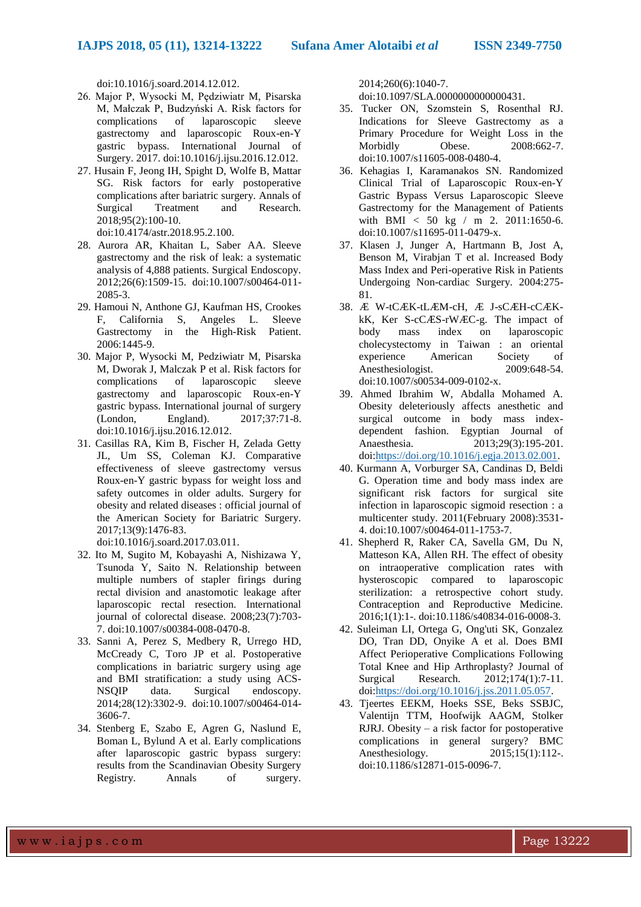doi:10.1016/j.soard.2014.12.012.

26. Major P, Wysocki M, Pędziwiatr M, Pisarska M, Małczak P, Budzyński A. Risk factors for complications of laparoscopic sleeve gastrectomy and laparoscopic Roux-en-Y gastric bypass. International Journal of Surgery. 2017. doi:10.1016/j.ijsu.2016.12.012.
27. Husain F, Jeong IH, Spight D, Wolfe B, Mattar SG. Risk factors for early postoperative complications after bariatric surgery. Annals of Surgical Treatment and Research. 2018;95(2):100-10. doi:10.4174/astr.2018.95.2.100.
28. Aurora AR, Khaitan L, Saber AA. Sleeve gastrectomy and the risk of leak: a systematic analysis of 4,888 patients. Surgical Endoscopy. 2012;26(6):1509-15. doi:10.1007/s00464-011-2085-3.
29. Hamoui N, Anthone GJ, Kaufman HS, Crookes F, California S, Angeles L. Sleeve Gastrectomy in the High-Risk Patient. 2006:1445-9.
30. Major P, Wysocki M, Pedziwiatr M, Pisarska M, Dworak J, Malczak P et al. Risk factors for complications of laparoscopic sleeve gastrectomy and laparoscopic Roux-en-Y gastric bypass. International journal of surgery (London, England). 2017;37:71-8. doi:10.1016/j.ijsu.2016.12.012.
31. Casillas RA, Kim B, Fischer H, Zelada Getty JL, Um SS, Coleman KJ. Comparative effectiveness of sleeve gastrectomy versus Roux-en-Y gastric bypass for weight loss and safety outcomes in older adults. Surgery for obesity and related diseases : official journal of the American Society for Bariatric Surgery. 2017;13(9):1476-83. doi:10.1016/j.soard.2017.03.011.
32. Ito M, Sugito M, Kobayashi A, Nishizawa Y, Tsunoda Y, Saito N. Relationship between multiple numbers of stapler firings during rectal division and anastomotic leakage after laparoscopic rectal resection. International journal of colorectal disease. 2008;23(7):703-7. doi:10.1007/s00384-008-0470-8.
33. Sanni A, Perez S, Medbery R, Urrego HD, McCready C, Toro JP et al. Postoperative complications in bariatric surgery using age and BMI stratification: a study using ACS-NSQIP data. Surgical endoscopy. 2014;28(12):3302-9. doi:10.1007/s00464-014-3606-7.
34. Stenberg E, Szabo E, Agren G, Naslund E, Boman L, Bylund A et al. Early complications after laparoscopic gastric bypass surgery: results from the Scandinavian Obesity Surgery Registry. Annals of surgery. 2014;260(6):1040-7. doi:10.1097/SLA.0000000000000431.
35. Tucker ON, Szomstein S, Rosenthal RJ. Indications for Sleeve Gastrectomy as a Primary Procedure for Weight Loss in the Morbidly Obese. 2008:662-7. doi:10.1007/s11605-008-0480-4.
36. Kehagias I, Karamanakos SN. Randomized Clinical Trial of Laparoscopic Roux-en-Y Gastric Bypass Versus Laparoscopic Sleeve Gastrectomy for the Management of Patients with BMI < 50 kg / m 2. 2011:1650-6. doi:10.1007/s11695-011-0479-x.
37. Klasen J, Junger A, Hartmann B, Jost A, Benson M, Virabjan T et al. Increased Body Mass Index and Peri-operative Risk in Patients Undergoing Non-cardiac Surgery. 2004:275-81.
38. Æ W-tCÆK-tLÆM-cH, Æ J-sCÆH-cCÆK-kK, Ker S-cCÆS-rWÆC-g. The impact of body mass index on laparoscopic cholecystectomy in Taiwan : an oriental experience American Society of Anesthesiologist. 2009:648-54. doi:10.1007/s00534-009-0102-x.
39. Ahmed Ibrahim W, Abdalla Mohamed A. Obesity deleteriously affects anesthetic and surgical outcome in body mass index-dependent fashion. Egyptian Journal of Anaesthesia. 2013;29(3):195-201. doi:https://doi.org/10.1016/j.egja.2013.02.001.
40. Kurmann A, Vorburger SA, Candinas D, Beldi G. Operation time and body mass index are significant risk factors for surgical site infection in laparoscopic sigmoid resection : a multicenter study. 2011(February 2008):3531-4. doi:10.1007/s00464-011-1753-7.
41. Shepherd R, Raker CA, Savella GM, Du N, Matteson KA, Allen RH. The effect of obesity on intraoperative complication rates with hysteroscopic compared to laparoscopic sterilization: a retrospective cohort study. Contraception and Reproductive Medicine. 2016;1(1):1-. doi:10.1186/s40834-016-0008-3.
42. Suleiman LI, Ortega G, Ong'uti SK, Gonzalez DO, Tran DD, Onyike A et al. Does BMI Affect Perioperative Complications Following Total Knee and Hip Arthroplasty? Journal of Surgical Research. 2012;174(1):7-11. doi:https://doi.org/10.1016/j.jss.2011.05.057.
43. Tjeertes EEKM, Hoeks SSE, Beks SSBJC, Valentijn TTM, Hoofwijk AAGM, Stolker RJRJ. Obesity – a risk factor for postoperative complications in general surgery? BMC Anesthesiology. 2015;15(1):112-. doi:10.1186/s12871-015-0096-7.